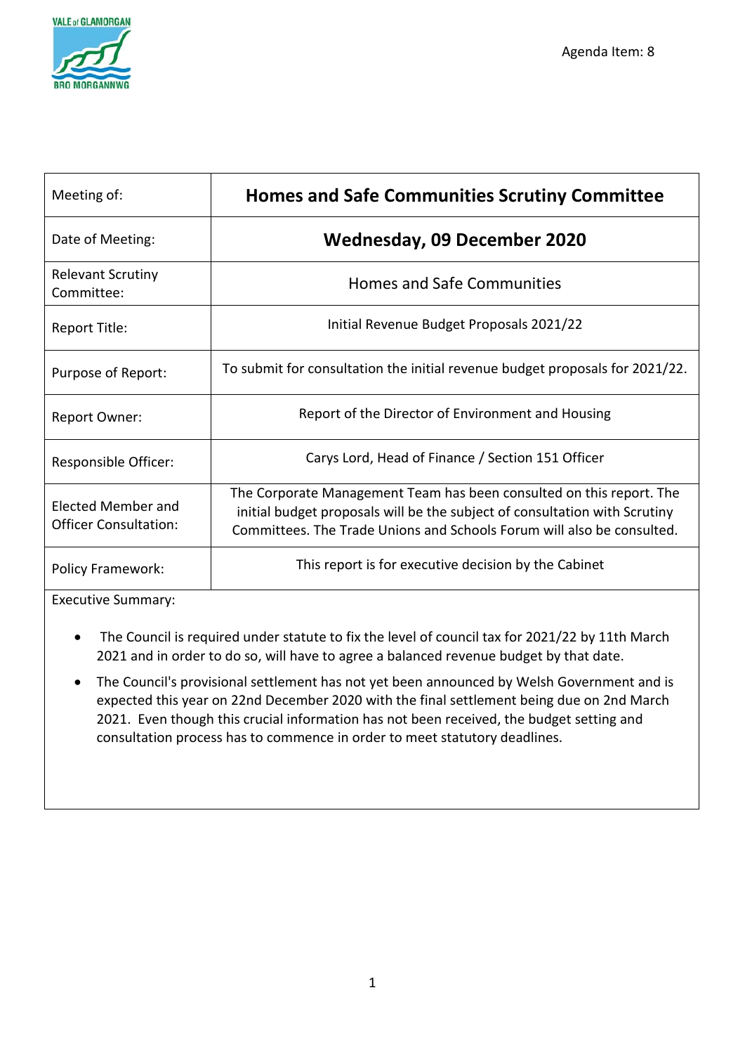Agenda Item: 8

| Meeting of: | **Homes and Safe Communities Scrutiny Committee** |
|---|---|
| Date of Meeting: | **Wednesday, 09 December 2020** |
| Relevant Scrutiny Committee: | Homes and Safe Communities |
| Report Title: | Initial Revenue Budget Proposals 2021/22 |
| Purpose of Report: | To submit for consultation the initial revenue budget proposals for 2021/22. |
| Report Owner: | Report of the Director of Environment and Housing |
| Responsible Officer: | Carys Lord, Head of Finance / Section 151 Officer |
| Elected Member and Officer Consultation: | The Corporate Management Team has been consulted on this report. The initial budget proposals will be the subject of consultation with Scrutiny Committees. The Trade Unions and Schools Forum will also be consulted. |
| Policy Framework: | This report is for executive decision by the Cabinet |

Executive Summary:

- The Council is required under statute to fix the level of council tax for 2021/22 by 11th March 2021 and in order to do so, will have to agree a balanced revenue budget by that date.
- The Council's provisional settlement has not yet been announced by Welsh Government and is expected this year on 22nd December 2020 with the final settlement being due on 2nd March 2021. Even though this crucial information has not been received, the budget setting and consultation process has to commence in order to meet statutory deadlines.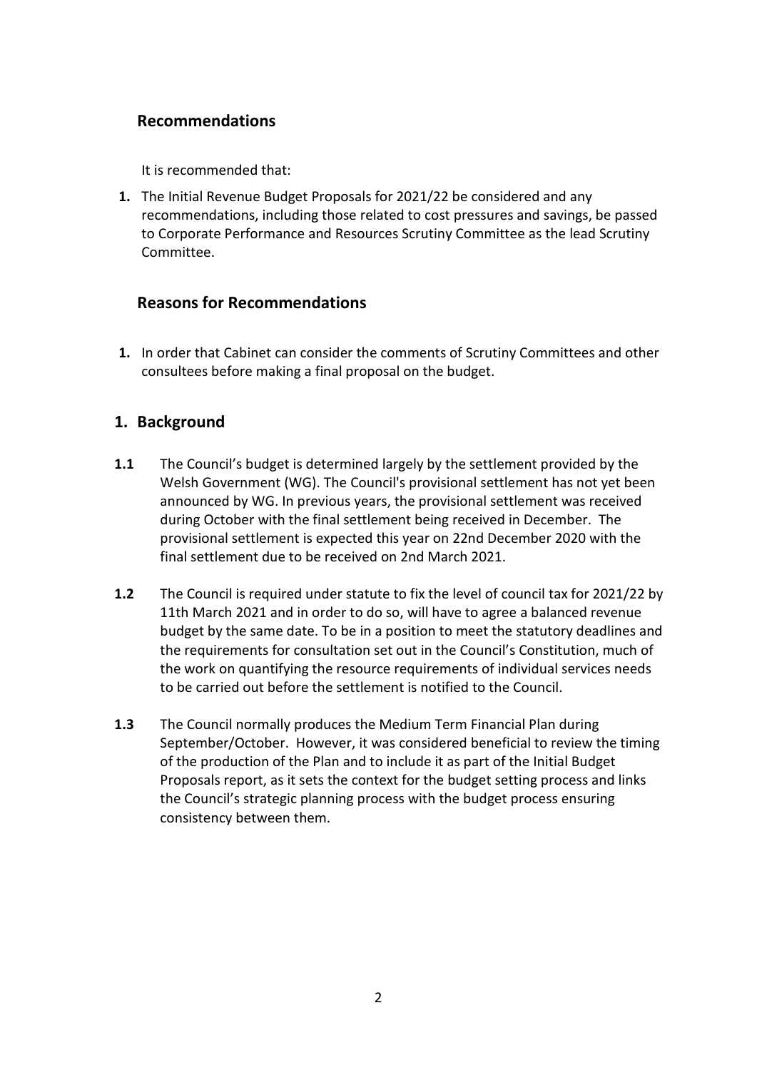## Recommendations

It is recommended that:

1. The Initial Revenue Budget Proposals for 2021/22 be considered and any recommendations, including those related to cost pressures and savings, be passed to Corporate Performance and Resources Scrutiny Committee as the lead Scrutiny Committee.

## Reasons for Recommendations

1. In order that Cabinet can consider the comments of Scrutiny Committees and other consultees before making a final proposal on the budget.

## 1. Background

**1.1** The Council's budget is determined largely by the settlement provided by the Welsh Government (WG). The Council's provisional settlement has not yet been announced by WG. In previous years, the provisional settlement was received during October with the final settlement being received in December. The provisional settlement is expected this year on 22nd December 2020 with the final settlement due to be received on 2nd March 2021.

**1.2** The Council is required under statute to fix the level of council tax for 2021/22 by 11th March 2021 and in order to do so, will have to agree a balanced revenue budget by the same date. To be in a position to meet the statutory deadlines and the requirements for consultation set out in the Council's Constitution, much of the work on quantifying the resource requirements of individual services needs to be carried out before the settlement is notified to the Council.

**1.3** The Council normally produces the Medium Term Financial Plan during September/October. However, it was considered beneficial to review the timing of the production of the Plan and to include it as part of the Initial Budget Proposals report, as it sets the context for the budget setting process and links the Council's strategic planning process with the budget process ensuring consistency between them.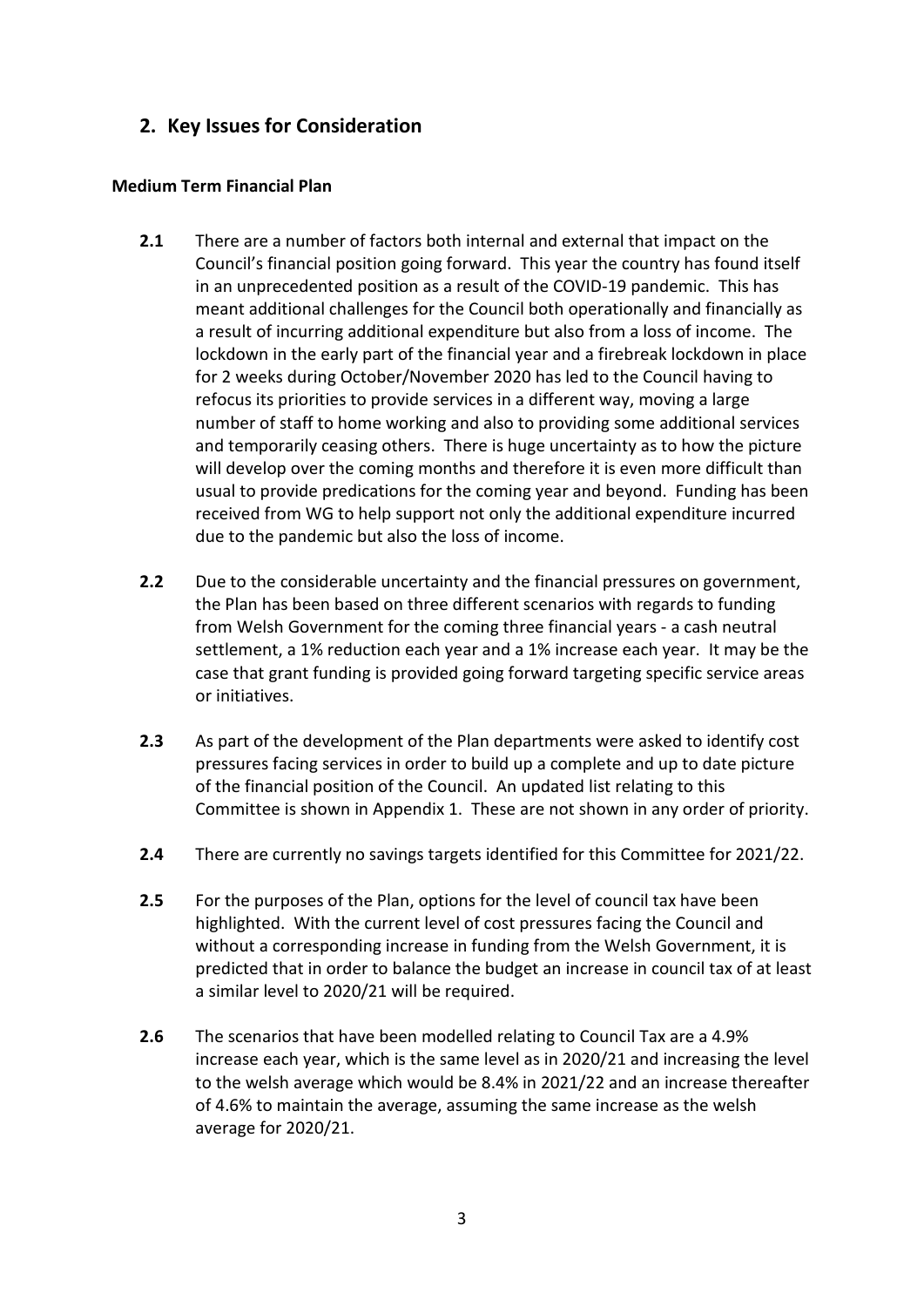## 2. Key Issues for Consideration

**Medium Term Financial Plan**

**2.1** There are a number of factors both internal and external that impact on the Council's financial position going forward. This year the country has found itself in an unprecedented position as a result of the COVID-19 pandemic. This has meant additional challenges for the Council both operationally and financially as a result of incurring additional expenditure but also from a loss of income. The lockdown in the early part of the financial year and a firebreak lockdown in place for 2 weeks during October/November 2020 has led to the Council having to refocus its priorities to provide services in a different way, moving a large number of staff to home working and also to providing some additional services and temporarily ceasing others. There is huge uncertainty as to how the picture will develop over the coming months and therefore it is even more difficult than usual to provide predications for the coming year and beyond. Funding has been received from WG to help support not only the additional expenditure incurred due to the pandemic but also the loss of income.

**2.2** Due to the considerable uncertainty and the financial pressures on government, the Plan has been based on three different scenarios with regards to funding from Welsh Government for the coming three financial years - a cash neutral settlement, a 1% reduction each year and a 1% increase each year. It may be the case that grant funding is provided going forward targeting specific service areas or initiatives.

**2.3** As part of the development of the Plan departments were asked to identify cost pressures facing services in order to build up a complete and up to date picture of the financial position of the Council. An updated list relating to this Committee is shown in Appendix 1. These are not shown in any order of priority.

**2.4** There are currently no savings targets identified for this Committee for 2021/22.

**2.5** For the purposes of the Plan, options for the level of council tax have been highlighted. With the current level of cost pressures facing the Council and without a corresponding increase in funding from the Welsh Government, it is predicted that in order to balance the budget an increase in council tax of at least a similar level to 2020/21 will be required.

**2.6** The scenarios that have been modelled relating to Council Tax are a 4.9% increase each year, which is the same level as in 2020/21 and increasing the level to the welsh average which would be 8.4% in 2021/22 and an increase thereafter of 4.6% to maintain the average, assuming the same increase as the welsh average for 2020/21.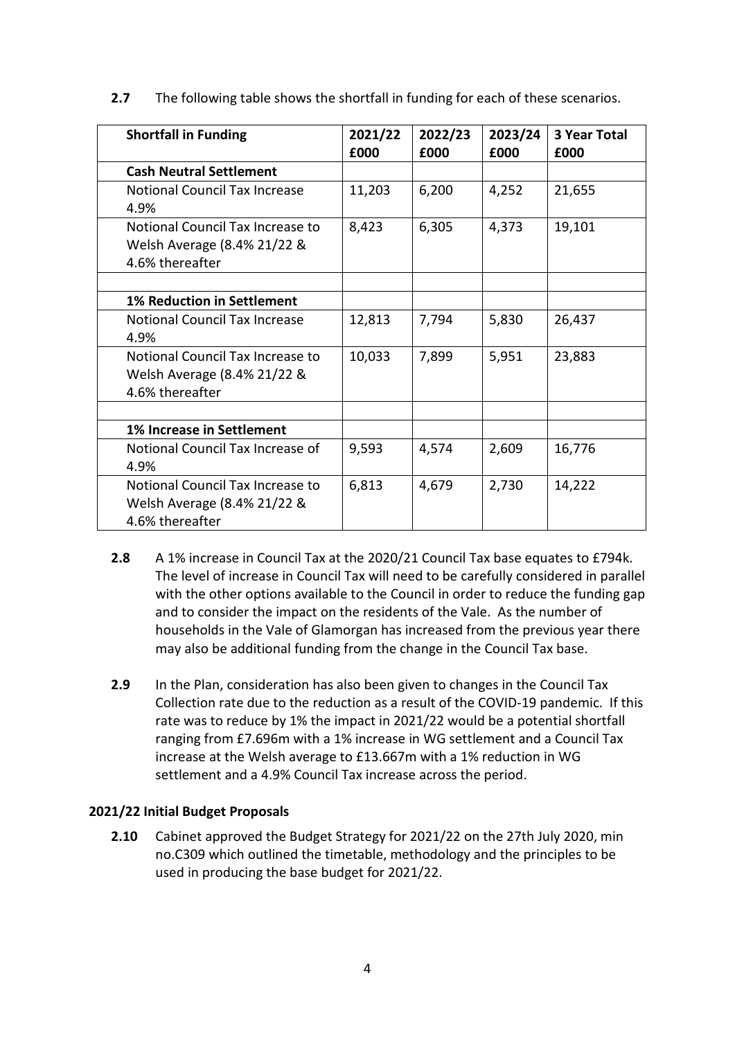**2.7** The following table shows the shortfall in funding for each of these scenarios.

| **Shortfall in Funding** | **2021/22 £000** | **2022/23 £000** | **2023/24 £000** | **3 Year Total £000** |
|---|---|---|---|---|
| **Cash Neutral Settlement** | | | | |
| Notional Council Tax Increase 4.9% | 11,203 | 6,200 | 4,252 | 21,655 |
| Notional Council Tax Increase to Welsh Average (8.4% 21/22 & 4.6% thereafter | 8,423 | 6,305 | 4,373 | 19,101 |
| | | | | |
| **1% Reduction in Settlement** | | | | |
| Notional Council Tax Increase 4.9% | 12,813 | 7,794 | 5,830 | 26,437 |
| Notional Council Tax Increase to Welsh Average (8.4% 21/22 & 4.6% thereafter | 10,033 | 7,899 | 5,951 | 23,883 |
| | | | | |
| **1% Increase in Settlement** | | | | |
| Notional Council Tax Increase of 4.9% | 9,593 | 4,574 | 2,609 | 16,776 |
| Notional Council Tax Increase to Welsh Average (8.4% 21/22 & 4.6% thereafter | 6,813 | 4,679 | 2,730 | 14,222 |

**2.8** A 1% increase in Council Tax at the 2020/21 Council Tax base equates to £794k. The level of increase in Council Tax will need to be carefully considered in parallel with the other options available to the Council in order to reduce the funding gap and to consider the impact on the residents of the Vale. As the number of households in the Vale of Glamorgan has increased from the previous year there may also be additional funding from the change in the Council Tax base.

**2.9** In the Plan, consideration has also been given to changes in the Council Tax Collection rate due to the reduction as a result of the COVID-19 pandemic. If this rate was to reduce by 1% the impact in 2021/22 would be a potential shortfall ranging from £7.696m with a 1% increase in WG settlement and a Council Tax increase at the Welsh average to £13.667m with a 1% reduction in WG settlement and a 4.9% Council Tax increase across the period.

### 2021/22 Initial Budget Proposals

**2.10** Cabinet approved the Budget Strategy for 2021/22 on the 27th July 2020, min no.C309 which outlined the timetable, methodology and the principles to be used in producing the base budget for 2021/22.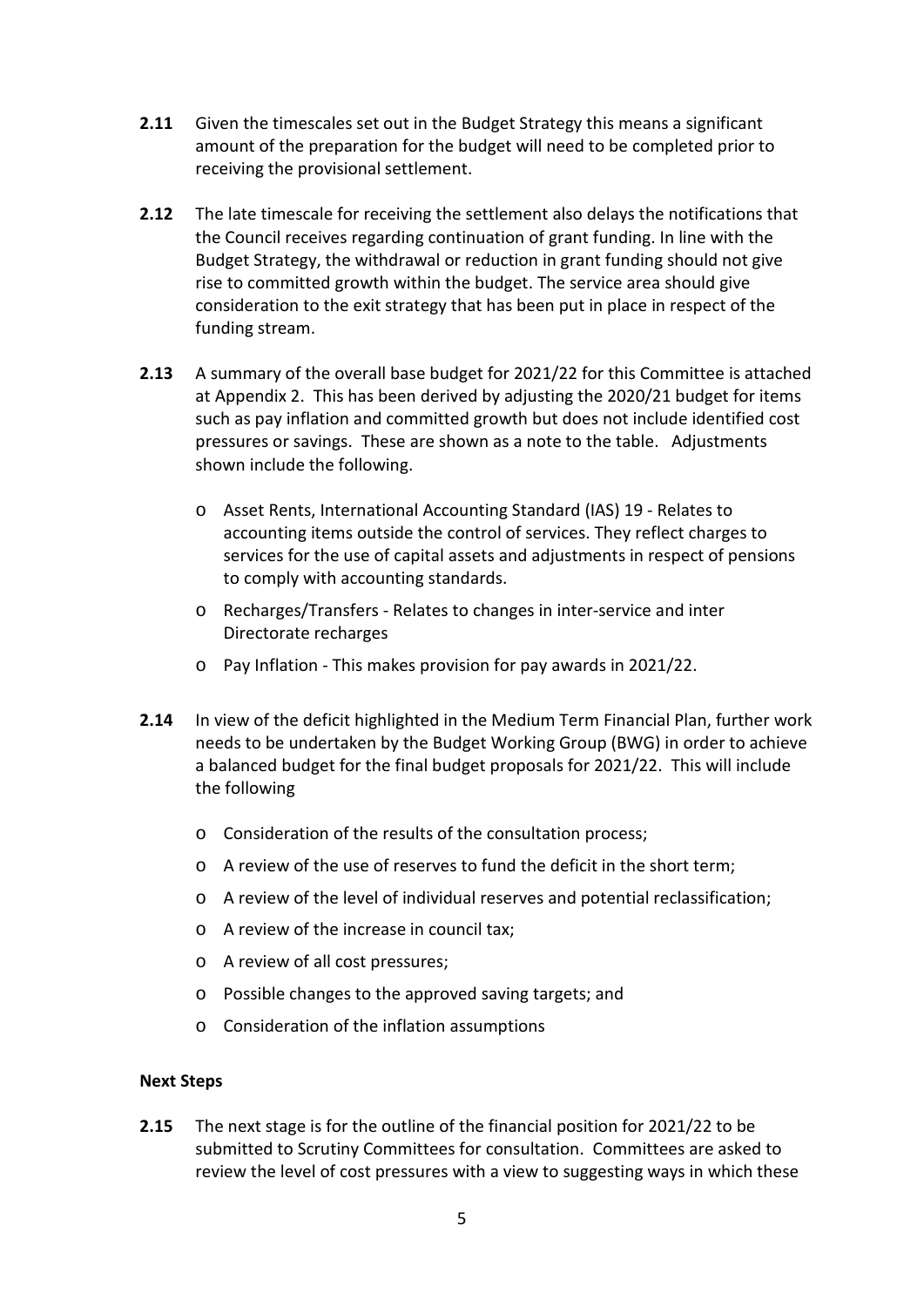**2.11** Given the timescales set out in the Budget Strategy this means a significant amount of the preparation for the budget will need to be completed prior to receiving the provisional settlement.

**2.12** The late timescale for receiving the settlement also delays the notifications that the Council receives regarding continuation of grant funding. In line with the Budget Strategy, the withdrawal or reduction in grant funding should not give rise to committed growth within the budget. The service area should give consideration to the exit strategy that has been put in place in respect of the funding stream.

**2.13** A summary of the overall base budget for 2021/22 for this Committee is attached at Appendix 2. This has been derived by adjusting the 2020/21 budget for items such as pay inflation and committed growth but does not include identified cost pressures or savings. These are shown as a note to the table. Adjustments shown include the following.

- Asset Rents, International Accounting Standard (IAS) 19 - Relates to accounting items outside the control of services. They reflect charges to services for the use of capital assets and adjustments in respect of pensions to comply with accounting standards.
- Recharges/Transfers - Relates to changes in inter-service and inter Directorate recharges
- Pay Inflation - This makes provision for pay awards in 2021/22.

**2.14** In view of the deficit highlighted in the Medium Term Financial Plan, further work needs to be undertaken by the Budget Working Group (BWG) in order to achieve a balanced budget for the final budget proposals for 2021/22. This will include the following

- Consideration of the results of the consultation process;
- A review of the use of reserves to fund the deficit in the short term;
- A review of the level of individual reserves and potential reclassification;
- A review of the increase in council tax;
- A review of all cost pressures;
- Possible changes to the approved saving targets; and
- Consideration of the inflation assumptions

**Next Steps**

**2.15** The next stage is for the outline of the financial position for 2021/22 to be submitted to Scrutiny Committees for consultation. Committees are asked to review the level of cost pressures with a view to suggesting ways in which these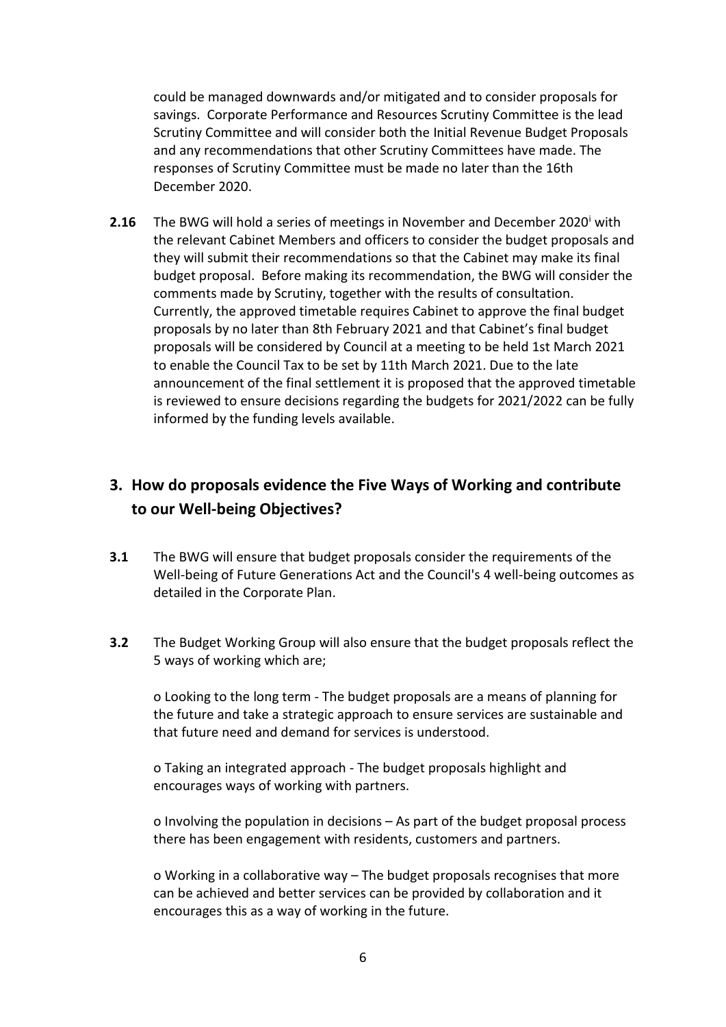could be managed downwards and/or mitigated and to consider proposals for savings. Corporate Performance and Resources Scrutiny Committee is the lead Scrutiny Committee and will consider both the Initial Revenue Budget Proposals and any recommendations that other Scrutiny Committees have made. The responses of Scrutiny Committee must be made no later than the 16th December 2020.

**2.16** The BWG will hold a series of meetings in November and December 2020[i] with the relevant Cabinet Members and officers to consider the budget proposals and they will submit their recommendations so that the Cabinet may make its final budget proposal. Before making its recommendation, the BWG will consider the comments made by Scrutiny, together with the results of consultation. Currently, the approved timetable requires Cabinet to approve the final budget proposals by no later than 8th February 2021 and that Cabinet's final budget proposals will be considered by Council at a meeting to be held 1st March 2021 to enable the Council Tax to be set by 11th March 2021. Due to the late announcement of the final settlement it is proposed that the approved timetable is reviewed to ensure decisions regarding the budgets for 2021/2022 can be fully informed by the funding levels available.

## 3. How do proposals evidence the Five Ways of Working and contribute to our Well-being Objectives?

**3.1** The BWG will ensure that budget proposals consider the requirements of the Well-being of Future Generations Act and the Council's 4 well-being outcomes as detailed in the Corporate Plan.

**3.2** The Budget Working Group will also ensure that the budget proposals reflect the 5 ways of working which are;

o Looking to the long term - The budget proposals are a means of planning for the future and take a strategic approach to ensure services are sustainable and that future need and demand for services is understood.

o Taking an integrated approach - The budget proposals highlight and encourages ways of working with partners.

o Involving the population in decisions – As part of the budget proposal process there has been engagement with residents, customers and partners.

o Working in a collaborative way – The budget proposals recognises that more can be achieved and better services can be provided by collaboration and it encourages this as a way of working in the future.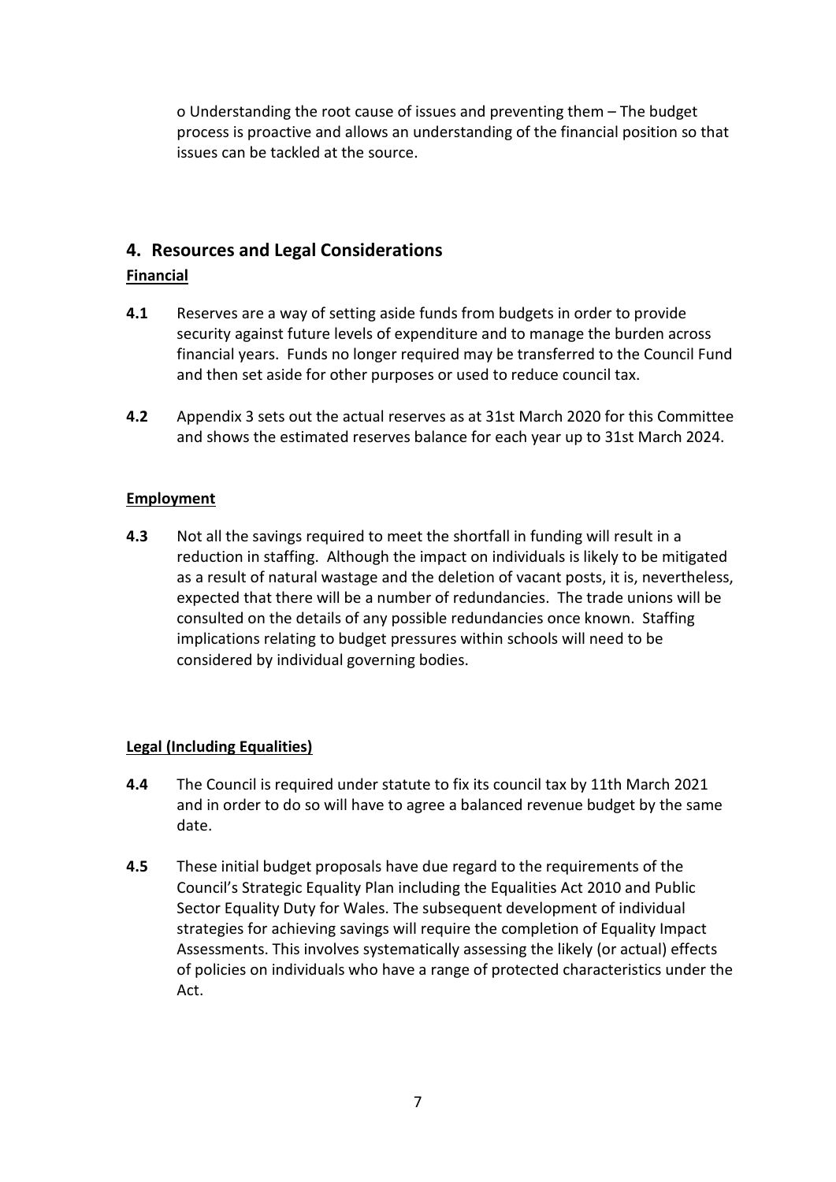o Understanding the root cause of issues and preventing them – The budget process is proactive and allows an understanding of the financial position so that issues can be tackled at the source.

## 4. Resources and Legal Considerations

**Financial**

**4.1** Reserves are a way of setting aside funds from budgets in order to provide security against future levels of expenditure and to manage the burden across financial years. Funds no longer required may be transferred to the Council Fund and then set aside for other purposes or used to reduce council tax.

**4.2** Appendix 3 sets out the actual reserves as at 31st March 2020 for this Committee and shows the estimated reserves balance for each year up to 31st March 2024.

**Employment**

**4.3** Not all the savings required to meet the shortfall in funding will result in a reduction in staffing. Although the impact on individuals is likely to be mitigated as a result of natural wastage and the deletion of vacant posts, it is, nevertheless, expected that there will be a number of redundancies. The trade unions will be consulted on the details of any possible redundancies once known. Staffing implications relating to budget pressures within schools will need to be considered by individual governing bodies.

**Legal (Including Equalities)**

**4.4** The Council is required under statute to fix its council tax by 11th March 2021 and in order to do so will have to agree a balanced revenue budget by the same date.

**4.5** These initial budget proposals have due regard to the requirements of the Council's Strategic Equality Plan including the Equalities Act 2010 and Public Sector Equality Duty for Wales. The subsequent development of individual strategies for achieving savings will require the completion of Equality Impact Assessments. This involves systematically assessing the likely (or actual) effects of policies on individuals who have a range of protected characteristics under the Act.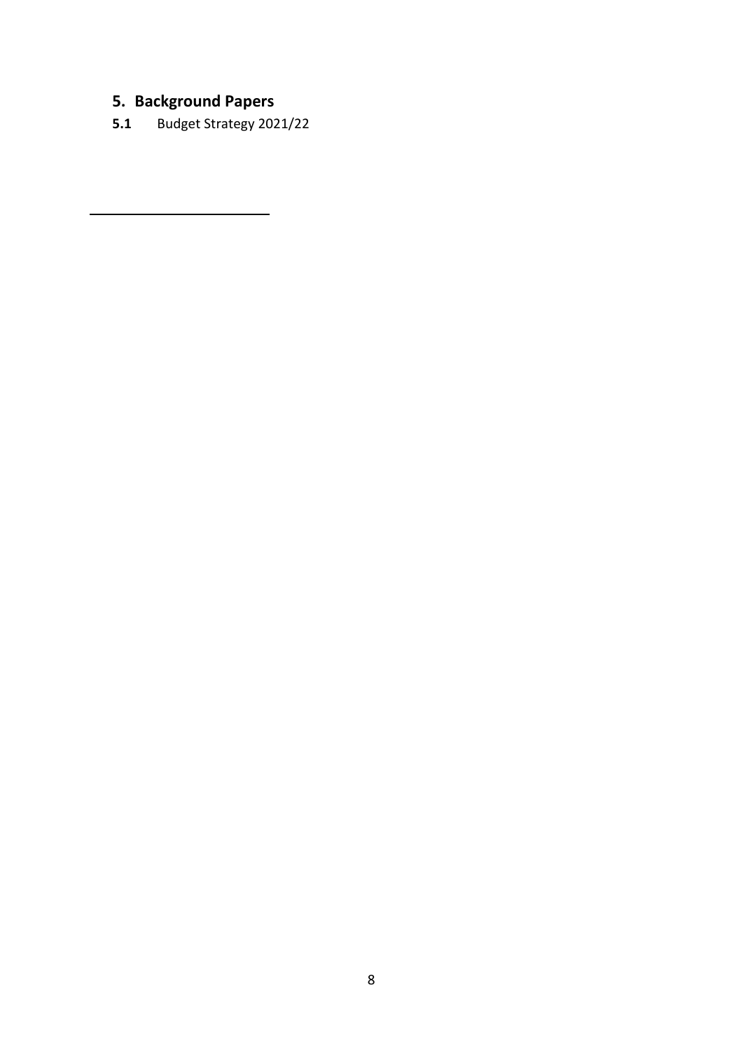## 5. Background Papers

**5.1** Budget Strategy 2021/22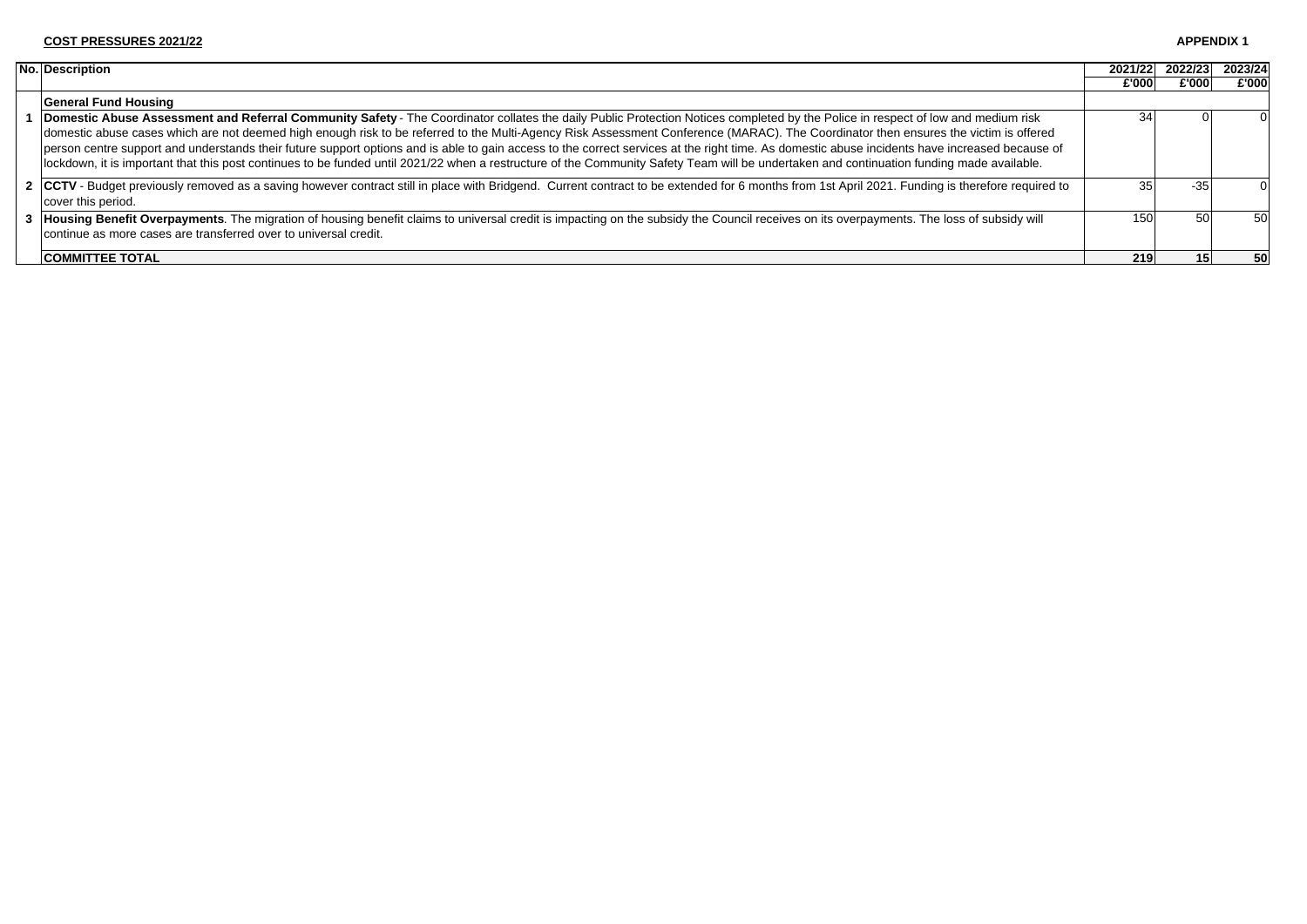**COST PRESSURES 2021/22**

**APPENDIX 1**

| No. | Description | 2021/22 £'000 | 2022/23 £'000 | 2023/24 £'000 |
|---|---|---|---|---|
| | **General Fund Housing** | | | |
| 1 | **Domestic Abuse Assessment and Referral Community Safety** - The Coordinator collates the daily Public Protection Notices completed by the Police in respect of low and medium risk domestic abuse cases which are not deemed high enough risk to be referred to the Multi-Agency Risk Assessment Conference (MARAC). The Coordinator then ensures the victim is offered person centre support and understands their future support options and is able to gain access to the correct services at the right time. As domestic abuse incidents have increased because of lockdown, it is important that this post continues to be funded until 2021/22 when a restructure of the Community Safety Team will be undertaken and continuation funding made available. | 34 | 0 | 0 |
| 2 | **CCTV** - Budget previously removed as a saving however contract still in place with Bridgend. Current contract to be extended for 6 months from 1st April 2021. Funding is therefore required to cover this period. | 35 | -35 | 0 |
| 3 | **Housing Benefit Overpayments**. The migration of housing benefit claims to universal credit is impacting on the subsidy the Council receives on its overpayments. The loss of subsidy will continue as more cases are transferred over to universal credit. | 150 | 50 | 50 |
| | **COMMITTEE TOTAL** | **219** | **15** | **50** |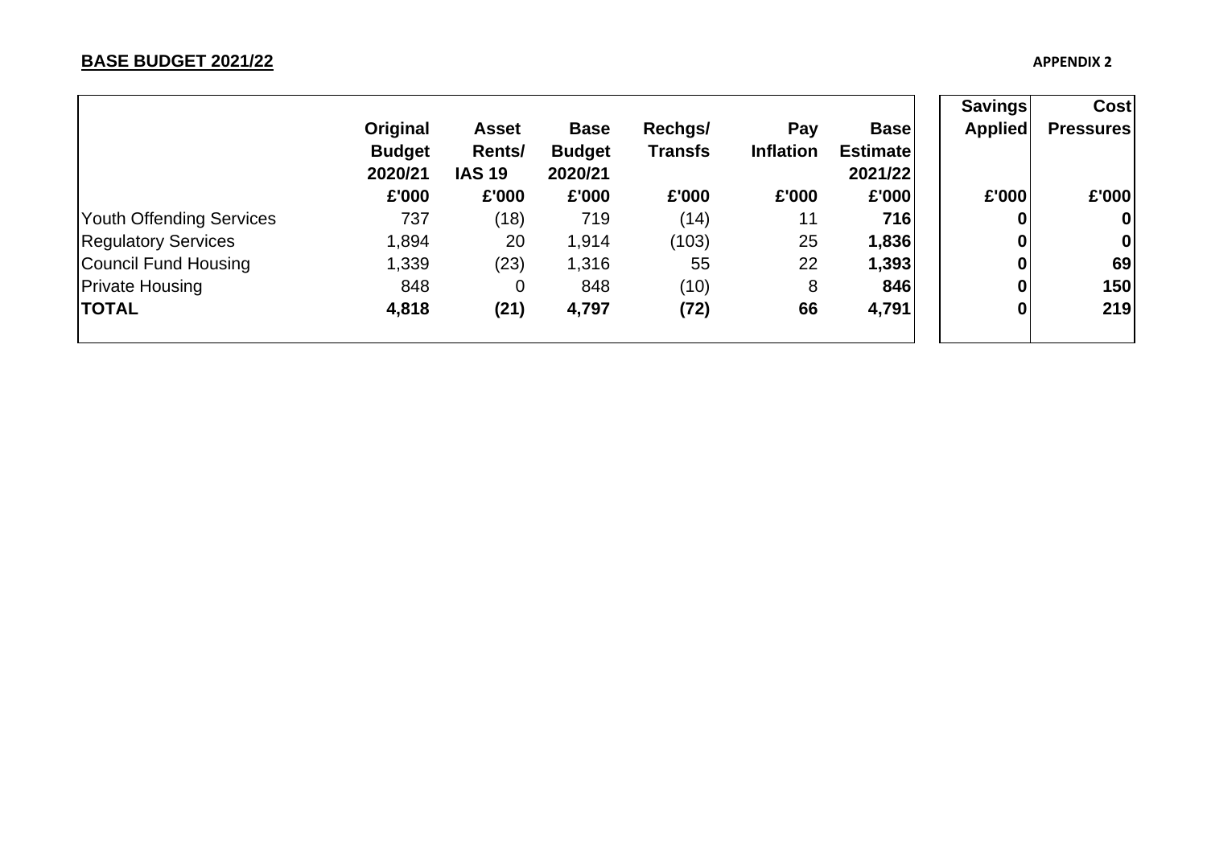**BASE BUDGET 2021/22**

**APPENDIX 2**

| | Original Budget 2020/21 £'000 | Asset Rents/ IAS 19 £'000 | Base Budget 2020/21 £'000 | Rechgs/ Transfs £'000 | Pay Inflation £'000 | Base Estimate 2021/22 £'000 | Savings Applied £'000 | Cost Pressures £'000 |
|---|---|---|---|---|---|---|---|---|
| Youth Offending Services | 737 | (18) | 719 | (14) | 11 | **716** | **0** | **0** |
| Regulatory Services | 1,894 | 20 | 1,914 | (103) | 25 | **1,836** | **0** | **0** |
| Council Fund Housing | 1,339 | (23) | 1,316 | 55 | 22 | **1,393** | **0** | **69** |
| Private Housing | 848 | 0 | 848 | (10) | 8 | **846** | **0** | **150** |
| **TOTAL** | **4,818** | **(21)** | **4,797** | **(72)** | **66** | **4,791** | **0** | **219** |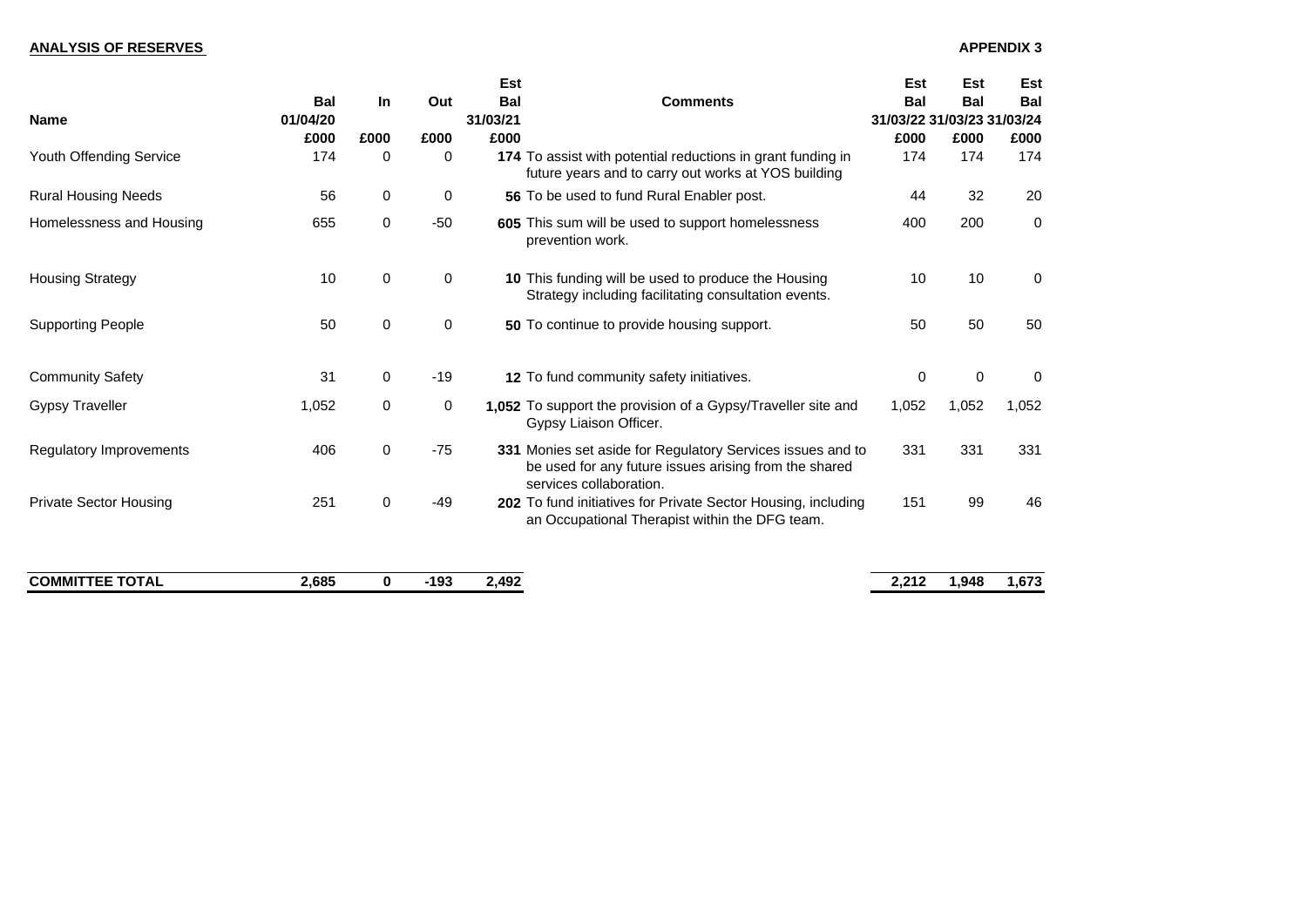**ANALYSIS OF RESERVES**

**APPENDIX 3**

| **Name** | **Bal 01/04/20 £000** | **In £000** | **Out £000** | **Est Bal 31/03/21 £000** | **Comments** | **Est Bal 31/03/22 £000** | **Est Bal 31/03/23 £000** | **Est Bal 31/03/24 £000** |
|---|---|---|---|---|---|---|---|---|
| Youth Offending Service | 174 | 0 | 0 | **174** | To assist with potential reductions in grant funding in future years and to carry out works at YOS building | 174 | 174 | 174 |
| Rural Housing Needs | 56 | 0 | 0 | **56** | To be used to fund Rural Enabler post. | 44 | 32 | 20 |
| Homelessness and Housing | 655 | 0 | -50 | **605** | This sum will be used to support homelessness prevention work. | 400 | 200 | 0 |
| Housing Strategy | 10 | 0 | 0 | **10** | This funding will be used to produce the Housing Strategy including facilitating consultation events. | 10 | 10 | 0 |
| Supporting People | 50 | 0 | 0 | **50** | To continue to provide housing support. | 50 | 50 | 50 |
| Community Safety | 31 | 0 | -19 | **12** | To fund community safety initiatives. | 0 | 0 | 0 |
| Gypsy Traveller | 1,052 | 0 | 0 | **1,052** | To support the provision of a Gypsy/Traveller site and Gypsy Liaison Officer. | 1,052 | 1,052 | 1,052 |
| Regulatory Improvements | 406 | 0 | -75 | **331** | Monies set aside for Regulatory Services issues and to be used for any future issues arising from the shared services collaboration. | 331 | 331 | 331 |
| Private Sector Housing | 251 | 0 | -49 | **202** | To fund initiatives for Private Sector Housing, including an Occupational Therapist within the DFG team. | 151 | 99 | 46 |
| **COMMITTEE TOTAL** | **2,685** | **0** | **-193** | **2,492** | | **2,212** | **1,948** | **1,673** |